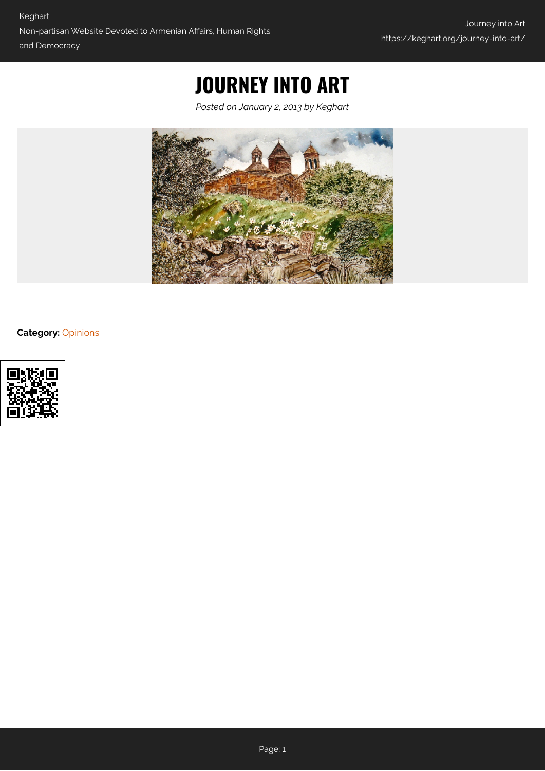# JOURNEY INTO ART

*Posted on January 2, 2013 by Keghart*

**Category:** Opinions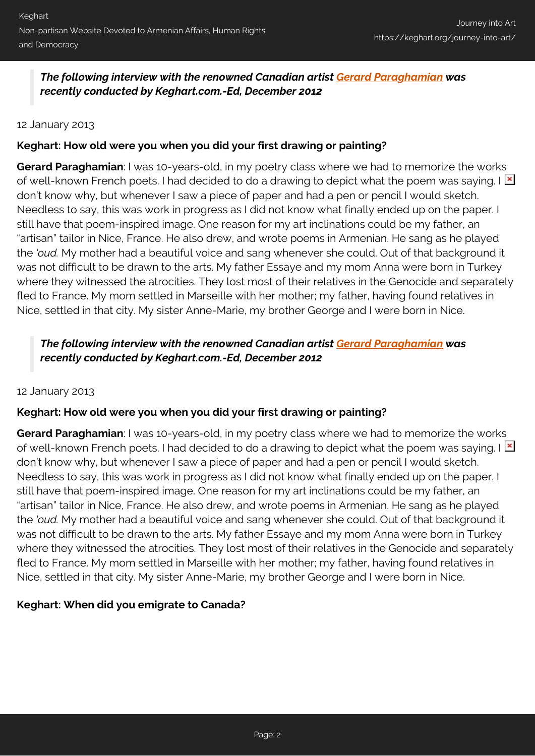> ***The following interview with the renowned Canadian artist Gerard Paraghamian was recently conducted by Keghart.com.-Ed, December 2012***

12 January 2013

**Keghart: How old were you when you did your first drawing or painting?**

**Gerard Paraghamian**: I was 10-years-old, in my poetry class where we had to memorize the works of well-known French poets. I had decided to do a drawing to depict what the poem was saying. I don't know why, but whenever I saw a piece of paper and had a pen or pencil I would sketch. Needless to say, this was work in progress as I did not know what finally ended up on the paper. I still have that poem-inspired image. One reason for my art inclinations could be my father, an "artisan" tailor in Nice, France. He also drew, and wrote poems in Armenian. He sang as he played the *'oud.* My mother had a beautiful voice and sang whenever she could. Out of that background it was not difficult to be drawn to the arts. My father Essaye and my mom Anna were born in Turkey where they witnessed the atrocities. They lost most of their relatives in the Genocide and separately fled to France. My mom settled in Marseille with her mother; my father, having found relatives in Nice, settled in that city. My sister Anne-Marie, my brother George and I were born in Nice.

> ***The following interview with the renowned Canadian artist Gerard Paraghamian was recently conducted by Keghart.com.-Ed, December 2012***

12 January 2013

**Keghart: How old were you when you did your first drawing or painting?**

**Gerard Paraghamian**: I was 10-years-old, in my poetry class where we had to memorize the works of well-known French poets. I had decided to do a drawing to depict what the poem was saying. I don't know why, but whenever I saw a piece of paper and had a pen or pencil I would sketch. Needless to say, this was work in progress as I did not know what finally ended up on the paper. I still have that poem-inspired image. One reason for my art inclinations could be my father, an "artisan" tailor in Nice, France. He also drew, and wrote poems in Armenian. He sang as he played the *'oud.* My mother had a beautiful voice and sang whenever she could. Out of that background it was not difficult to be drawn to the arts. My father Essaye and my mom Anna were born in Turkey where they witnessed the atrocities. They lost most of their relatives in the Genocide and separately fled to France. My mom settled in Marseille with her mother; my father, having found relatives in Nice, settled in that city. My sister Anne-Marie, my brother George and I were born in Nice.

**Keghart: When did you emigrate to Canada?**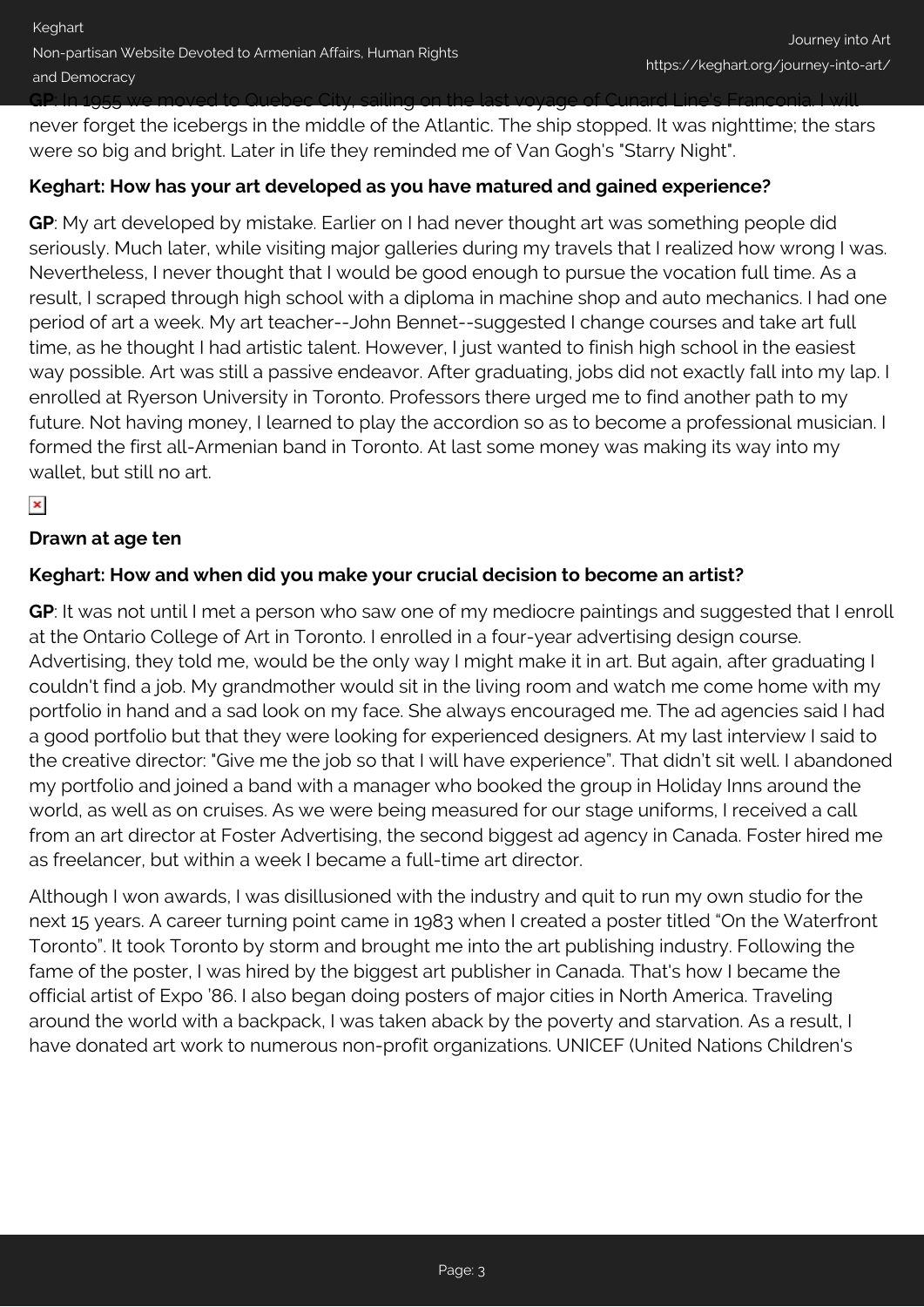**GP**: In 1955 we moved to Quebec City, sailing on the last voyage of Cunard Line's Franconia. I will never forget the icebergs in the middle of the Atlantic. The ship stopped. It was nighttime; the stars were so big and bright. Later in life they reminded me of Van Gogh's "Starry Night".

**Keghart: How has your art developed as you have matured and gained experience?**

**GP**: My art developed by mistake. Earlier on I had never thought art was something people did seriously. Much later, while visiting major galleries during my travels that I realized how wrong I was. Nevertheless, I never thought that I would be good enough to pursue the vocation full time. As a result, I scraped through high school with a diploma in machine shop and auto mechanics. I had one period of art a week. My art teacher--John Bennet--suggested I change courses and take art full time, as he thought I had artistic talent. However, I just wanted to finish high school in the easiest way possible. Art was still a passive endeavor. After graduating, jobs did not exactly fall into my lap. I enrolled at Ryerson University in Toronto. Professors there urged me to find another path to my future. Not having money, I learned to play the accordion so as to become a professional musician. I formed the first all-Armenian band in Toronto. At last some money was making its way into my wallet, but still no art.

**Drawn at age ten**

**Keghart: How and when did you make your crucial decision to become an artist?**

**GP**: It was not until I met a person who saw one of my mediocre paintings and suggested that I enroll at the Ontario College of Art in Toronto. I enrolled in a four-year advertising design course. Advertising, they told me, would be the only way I might make it in art. But again, after graduating I couldn't find a job. My grandmother would sit in the living room and watch me come home with my portfolio in hand and a sad look on my face. She always encouraged me. The ad agencies said I had a good portfolio but that they were looking for experienced designers. At my last interview I said to the creative director: "Give me the job so that I will have experience". That didn't sit well. I abandoned my portfolio and joined a band with a manager who booked the group in Holiday Inns around the world, as well as on cruises. As we were being measured for our stage uniforms, I received a call from an art director at Foster Advertising, the second biggest ad agency in Canada. Foster hired me as freelancer, but within a week I became a full-time art director.

Although I won awards, I was disillusioned with the industry and quit to run my own studio for the next 15 years. A career turning point came in 1983 when I created a poster titled "On the Waterfront Toronto". It took Toronto by storm and brought me into the art publishing industry. Following the fame of the poster, I was hired by the biggest art publisher in Canada. That's how I became the official artist of Expo '86. I also began doing posters of major cities in North America. Traveling around the world with a backpack, I was taken aback by the poverty and starvation. As a result, I have donated art work to numerous non-profit organizations. UNICEF (United Nations Children's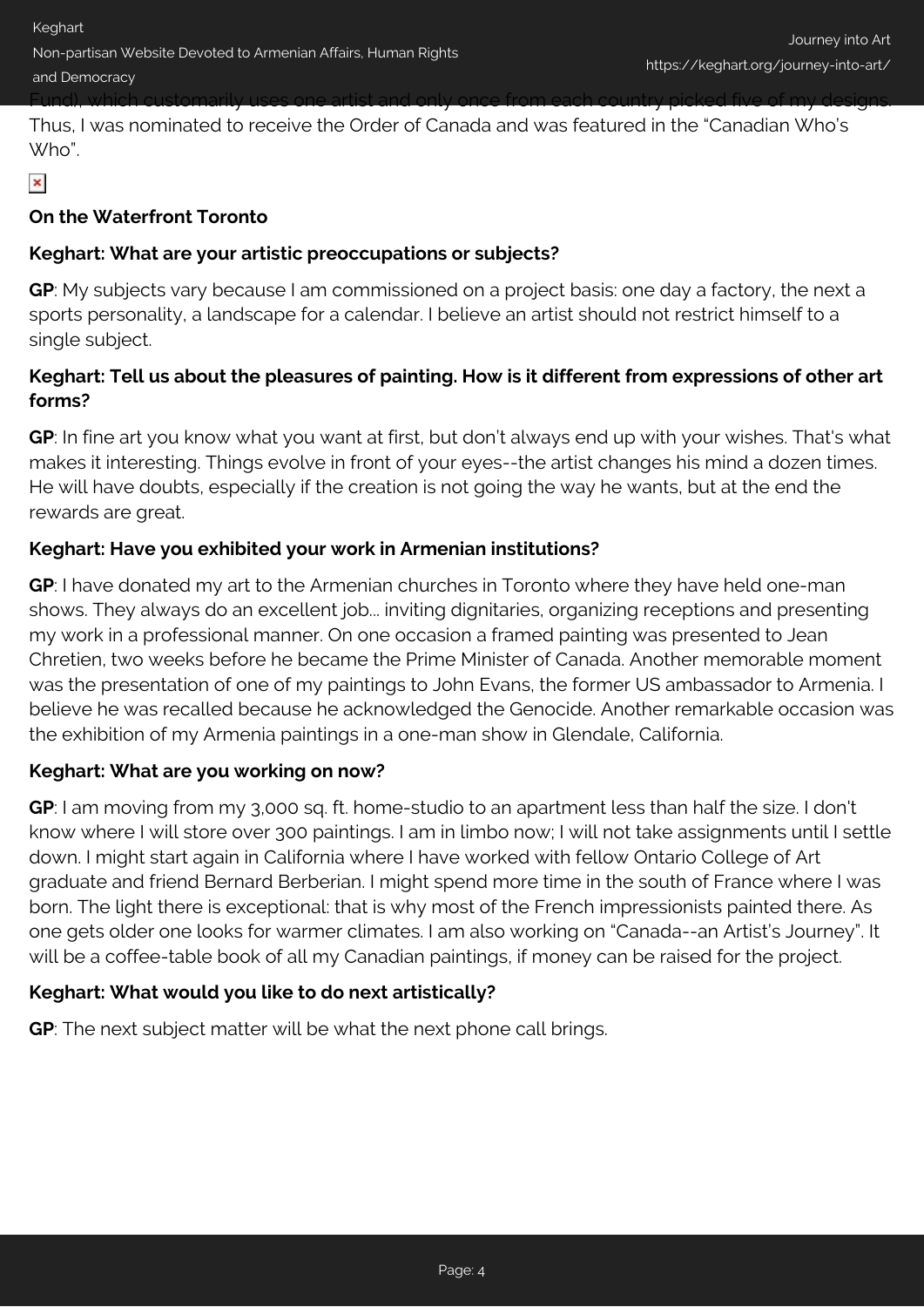Fund), which customarily uses one artist and only once from each country picked five of my designs. Thus, I was nominated to receive the Order of Canada and was featured in the "Canadian Who's Who".

**On the Waterfront Toronto**

**Keghart: What are your artistic preoccupations or subjects?**

**GP**: My subjects vary because I am commissioned on a project basis: one day a factory, the next a sports personality, a landscape for a calendar. I believe an artist should not restrict himself to a single subject.

**Keghart: Tell us about the pleasures of painting. How is it different from expressions of other art forms?**

**GP**: In fine art you know what you want at first, but don't always end up with your wishes. That's what makes it interesting. Things evolve in front of your eyes--the artist changes his mind a dozen times. He will have doubts, especially if the creation is not going the way he wants, but at the end the rewards are great.

**Keghart: Have you exhibited your work in Armenian institutions?**

**GP**: I have donated my art to the Armenian churches in Toronto where they have held one-man shows. They always do an excellent job... inviting dignitaries, organizing receptions and presenting my work in a professional manner. On one occasion a framed painting was presented to Jean Chretien, two weeks before he became the Prime Minister of Canada. Another memorable moment was the presentation of one of my paintings to John Evans, the former US ambassador to Armenia. I believe he was recalled because he acknowledged the Genocide. Another remarkable occasion was the exhibition of my Armenia paintings in a one-man show in Glendale, California.

**Keghart: What are you working on now?**

**GP**: I am moving from my 3,000 sq. ft. home-studio to an apartment less than half the size. I don't know where I will store over 300 paintings. I am in limbo now; I will not take assignments until I settle down. I might start again in California where I have worked with fellow Ontario College of Art graduate and friend Bernard Berberian. I might spend more time in the south of France where I was born. The light there is exceptional: that is why most of the French impressionists painted there. As one gets older one looks for warmer climates. I am also working on "Canada--an Artist's Journey". It will be a coffee-table book of all my Canadian paintings, if money can be raised for the project.

**Keghart: What would you like to do next artistically?**

**GP**: The next subject matter will be what the next phone call brings.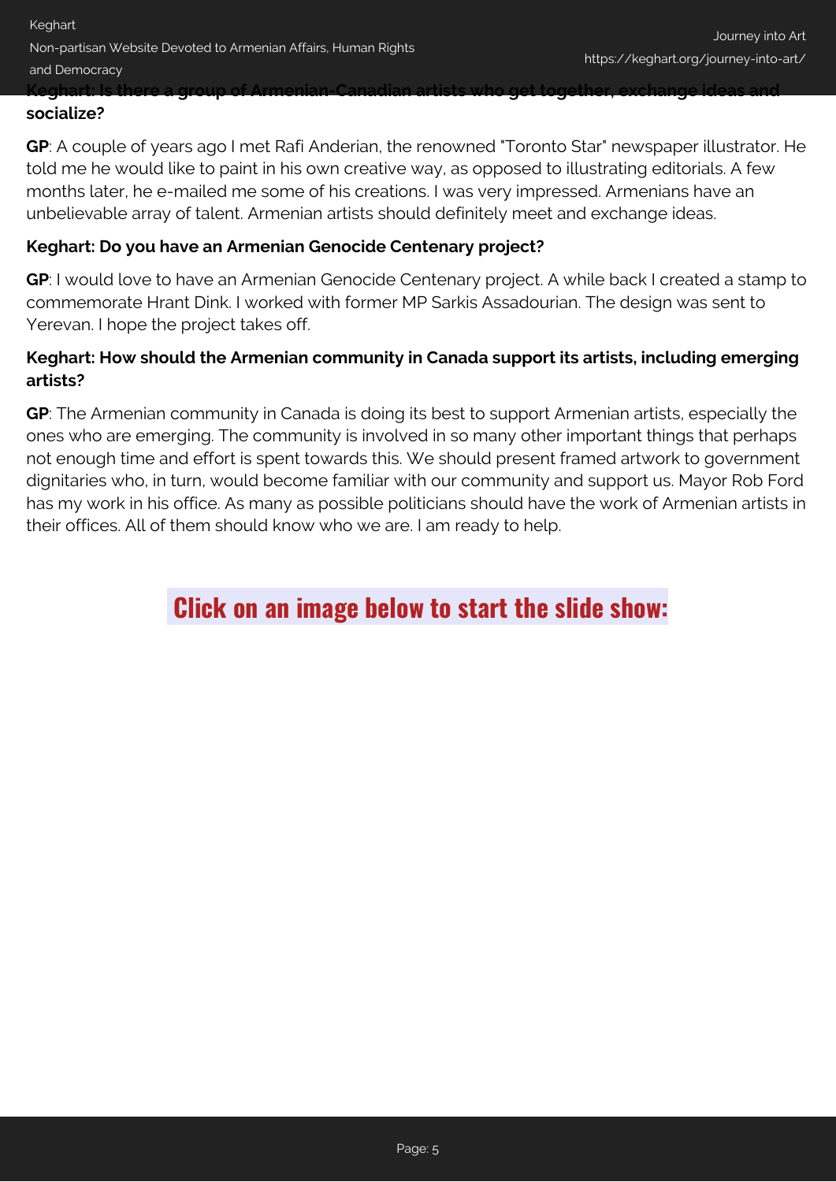**Keghart: Is there a group of Armenian-Canadian artists who get together, exchange ideas and socialize?**

**GP**: A couple of years ago I met Rafi Anderian, the renowned "Toronto Star" newspaper illustrator. He told me he would like to paint in his own creative way, as opposed to illustrating editorials. A few months later, he e-mailed me some of his creations. I was very impressed. Armenians have an unbelievable array of talent. Armenian artists should definitely meet and exchange ideas.

**Keghart: Do you have an Armenian Genocide Centenary project?**

**GP**: I would love to have an Armenian Genocide Centenary project. A while back I created a stamp to commemorate Hrant Dink. I worked with former MP Sarkis Assadourian. The design was sent to Yerevan. I hope the project takes off.

**Keghart: How should the Armenian community in Canada support its artists, including emerging artists?**

**GP**: The Armenian community in Canada is doing its best to support Armenian artists, especially the ones who are emerging. The community is involved in so many other important things that perhaps not enough time and effort is spent towards this. We should present framed artwork to government dignitaries who, in turn, would become familiar with our community and support us. Mayor Rob Ford has my work in his office. As many as possible politicians should have the work of Armenian artists in their offices. All of them should know who we are. I am ready to help.

**Click on an image below to start the slide show:**